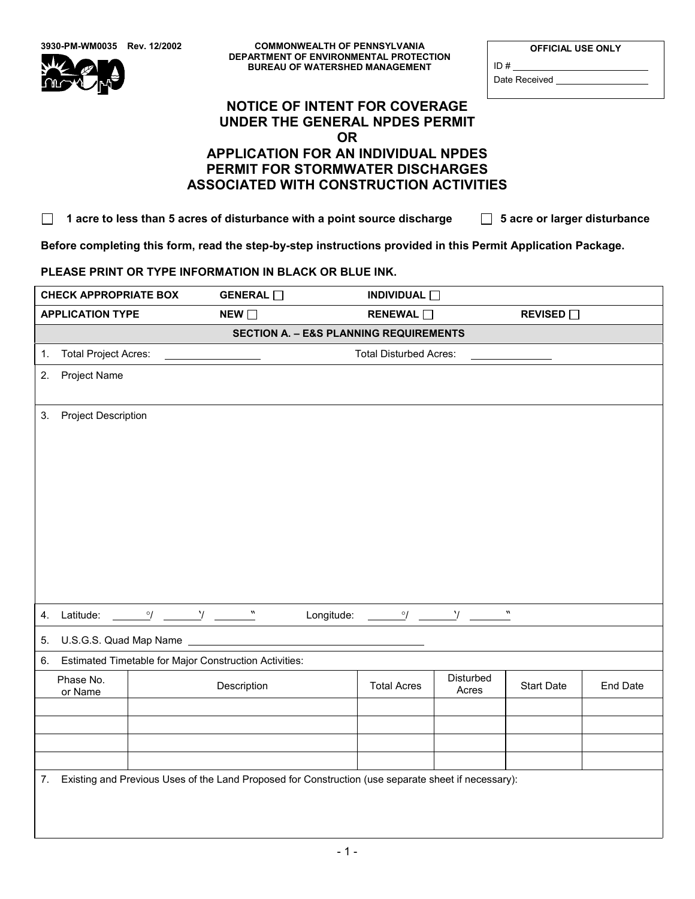3930-PM-WM0035 Rev. 12/2002

COMMONWEALTH OF PENNSYLVANIA
DEPARTMENT OF ENVIRONMENTAL PROTECTION
BUREAU OF WATERSHED MANAGEMENT

| OFFICIAL USE ONLY |
|---|
| ID # |
| Date Received |

# NOTICE OF INTENT FOR COVERAGE UNDER THE GENERAL NPDES PERMIT OR APPLICATION FOR AN INDIVIDUAL NPDES PERMIT FOR STORMWATER DISCHARGES ASSOCIATED WITH CONSTRUCTION ACTIVITIES

☐ **1 acre to less than 5 acres of disturbance with a point source discharge** ☐ **5 acre or larger disturbance**

**Before completing this form, read the step-by-step instructions provided in this Permit Application Package.**

**PLEASE PRINT OR TYPE INFORMATION IN BLACK OR BLUE INK.**

| | | | |
|---|---|---|---|
| **CHECK APPROPRIATE BOX** | **GENERAL** ☐ | **INDIVIDUAL** ☐ | |
| **APPLICATION TYPE** | **NEW** ☐ | **RENEWAL** ☐ | **REVISED** ☐ |

## SECTION A. – E&S PLANNING REQUIREMENTS

1. Total Project Acres: ________ Total Disturbed Acres: ________

2. Project Name

3. Project Description

4. Latitude: ____°/ ____'/ ____" Longitude: ____°/ ____'/ ____"

5. U.S.G.S. Quad Map Name ____________________

6. Estimated Timetable for Major Construction Activities:

| Phase No. or Name | Description | Total Acres | Disturbed Acres | Start Date | End Date |
|---|---|---|---|---|---|
| | | | | | |
| | | | | | |
| | | | | | |
| | | | | | |

7. Existing and Previous Uses of the Land Proposed for Construction (use separate sheet if necessary):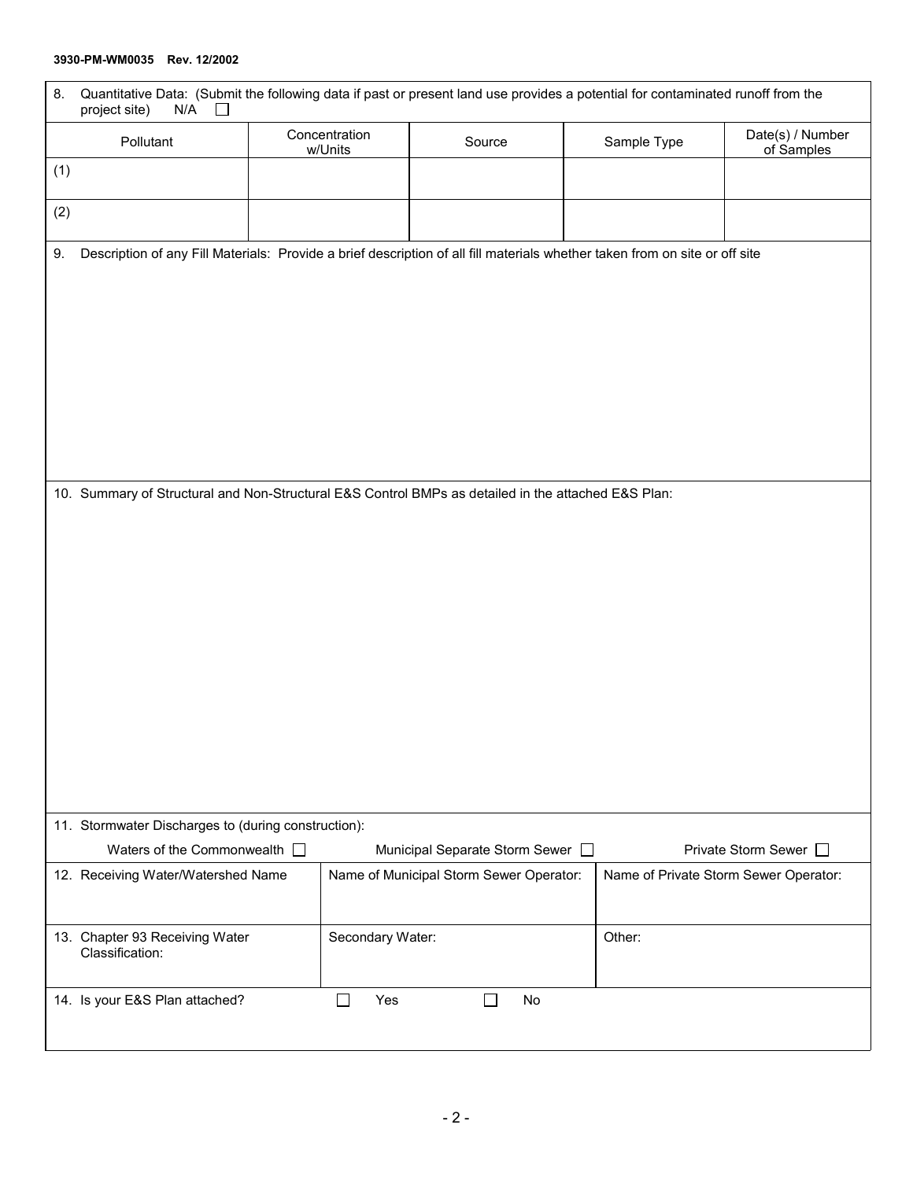3930-PM-WM0035 Rev. 12/2002

8. Quantitative Data: (Submit the following data if past or present land use provides a potential for contaminated runoff from the project site) N/A ☐

| Pollutant | Concentration w/Units | Source | Sample Type | Date(s) / Number of Samples |
|---|---|---|---|---|
| (1) | | | | |
| (2) | | | | |

9. Description of any Fill Materials: Provide a brief description of all fill materials whether taken from on site or off site

10. Summary of Structural and Non-Structural E&S Control BMPs as detailed in the attached E&S Plan:

11. Stormwater Discharges to (during construction):

Waters of the Commonwealth ☐ Municipal Separate Storm Sewer ☐ Private Storm Sewer ☐

| | | |
|---|---|---|
| 12. Receiving Water/Watershed Name | Name of Municipal Storm Sewer Operator: | Name of Private Storm Sewer Operator: |
| 13. Chapter 93 Receiving Water Classification: | Secondary Water: | Other: |

14. Is your E&S Plan attached? ☐ Yes ☐ No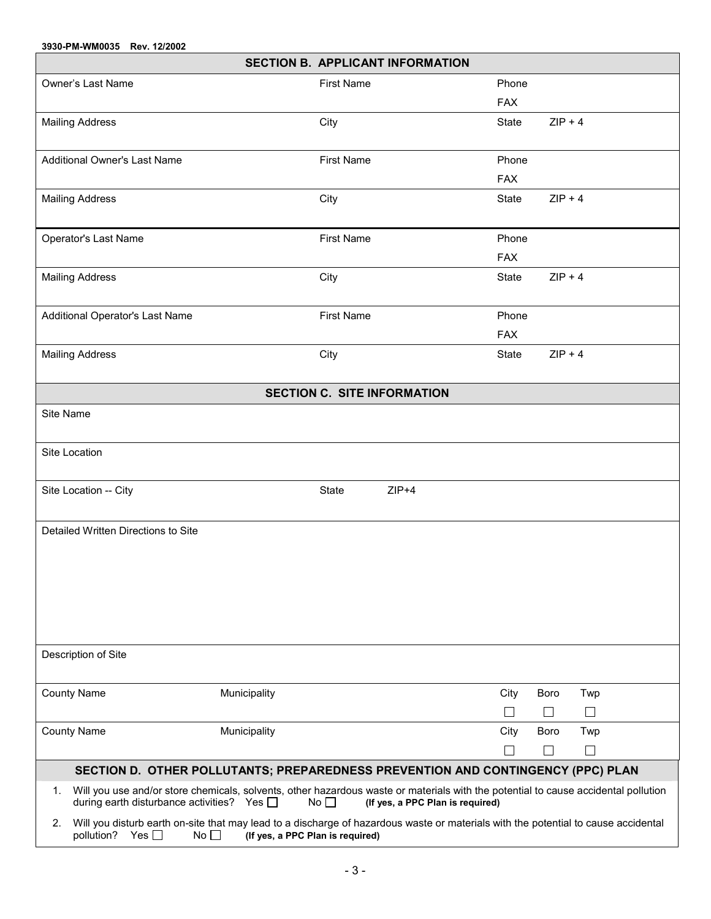3930-PM-WM0035 Rev. 12/2002

## SECTION B. APPLICANT INFORMATION

| | | |
|---|---|---|
| Owner's Last Name | First Name | Phone<br>FAX |
| Mailing Address | City | State ZIP + 4 |
| Additional Owner's Last Name | First Name | Phone<br>FAX |
| Mailing Address | City | State ZIP + 4 |
| Operator's Last Name | First Name | Phone<br>FAX |
| Mailing Address | City | State ZIP + 4 |
| Additional Operator's Last Name | First Name | Phone<br>FAX |
| Mailing Address | City | State ZIP + 4 |

## SECTION C. SITE INFORMATION

| | | |
|---|---|---|
| Site Name | | |
| Site Location | | |
| Site Location -- City | State ZIP+4 | |
| Detailed Written Directions to Site | | |
| Description of Site | | |
| County Name | Municipality | City ☐ Boro ☐ Twp ☐ |
| County Name | Municipality | City ☐ Boro ☐ Twp ☐ |

## SECTION D. OTHER POLLUTANTS; PREPAREDNESS PREVENTION AND CONTINGENCY (PPC) PLAN

1. Will you use and/or store chemicals, solvents, other hazardous waste or materials with the potential to cause accidental pollution during earth disturbance activities? Yes ☐ No ☐ **(If yes, a PPC Plan is required)**

2. Will you disturb earth on-site that may lead to a discharge of hazardous waste or materials with the potential to cause accidental pollution? Yes ☐ No ☐ **(If yes, a PPC Plan is required)**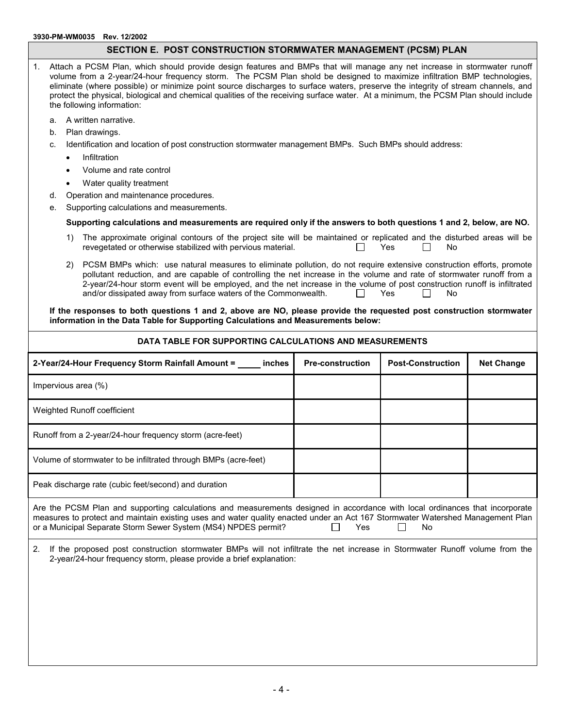3930-PM-WM0035 Rev. 12/2002

## SECTION E. POST CONSTRUCTION STORMWATER MANAGEMENT (PCSM) PLAN

1. Attach a PCSM Plan, which should provide design features and BMPs that will manage any net increase in stormwater runoff volume from a 2-year/24-hour frequency storm. The PCSM Plan shold be designed to maximize infiltration BMP technologies, eliminate (where possible) or minimize point source discharges to surface waters, preserve the integrity of stream channels, and protect the physical, biological and chemical qualities of the receiving surface water. At a minimum, the PCSM Plan should include the following information:

   a. A written narrative.

   b. Plan drawings.

   c. Identification and location of post construction stormwater management BMPs. Such BMPs should address:

      - Infiltration
      - Volume and rate control
      - Water quality treatment

   d. Operation and maintenance procedures.

   e. Supporting calculations and measurements.

   **Supporting calculations and measurements are required only if the answers to both questions 1 and 2, below, are NO.**

   1) The approximate original contours of the project site will be maintained or replicated and the disturbed areas will be revegetated or otherwise stabilized with pervious material. ☐ Yes ☐ No

   2) PCSM BMPs which: use natural measures to eliminate pollution, do not require extensive construction efforts, promote pollutant reduction, and are capable of controlling the net increase in the volume and rate of stormwater runoff from a 2-year/24-hour storm event will be employed, and the net increase in the volume of post construction runoff is infiltrated and/or dissipated away from surface waters of the Commonwealth. ☐ Yes ☐ No

   **If the responses to both questions 1 and 2, above are NO, please provide the requested post construction stormwater information in the Data Table for Supporting Calculations and Measurements below:**

### DATA TABLE FOR SUPPORTING CALCULATIONS AND MEASUREMENTS

| 2-Year/24-Hour Frequency Storm Rainfall Amount = _____ inches | Pre-construction | Post-Construction | Net Change |
|---|---|---|---|
| Impervious area (%) | | | |
| Weighted Runoff coefficient | | | |
| Runoff from a 2-year/24-hour frequency storm (acre-feet) | | | |
| Volume of stormwater to be infiltrated through BMPs (acre-feet) | | | |
| Peak discharge rate (cubic feet/second) and duration | | | |

Are the PCSM Plan and supporting calculations and measurements designed in accordance with local ordinances that incorporate measures to protect and maintain existing uses and water quality enacted under an Act 167 Stormwater Watershed Management Plan or a Municipal Separate Storm Sewer System (MS4) NPDES permit? ☐ Yes ☐ No

2. If the proposed post construction stormwater BMPs will not infiltrate the net increase in Stormwater Runoff volume from the 2-year/24-hour frequency storm, please provide a brief explanation: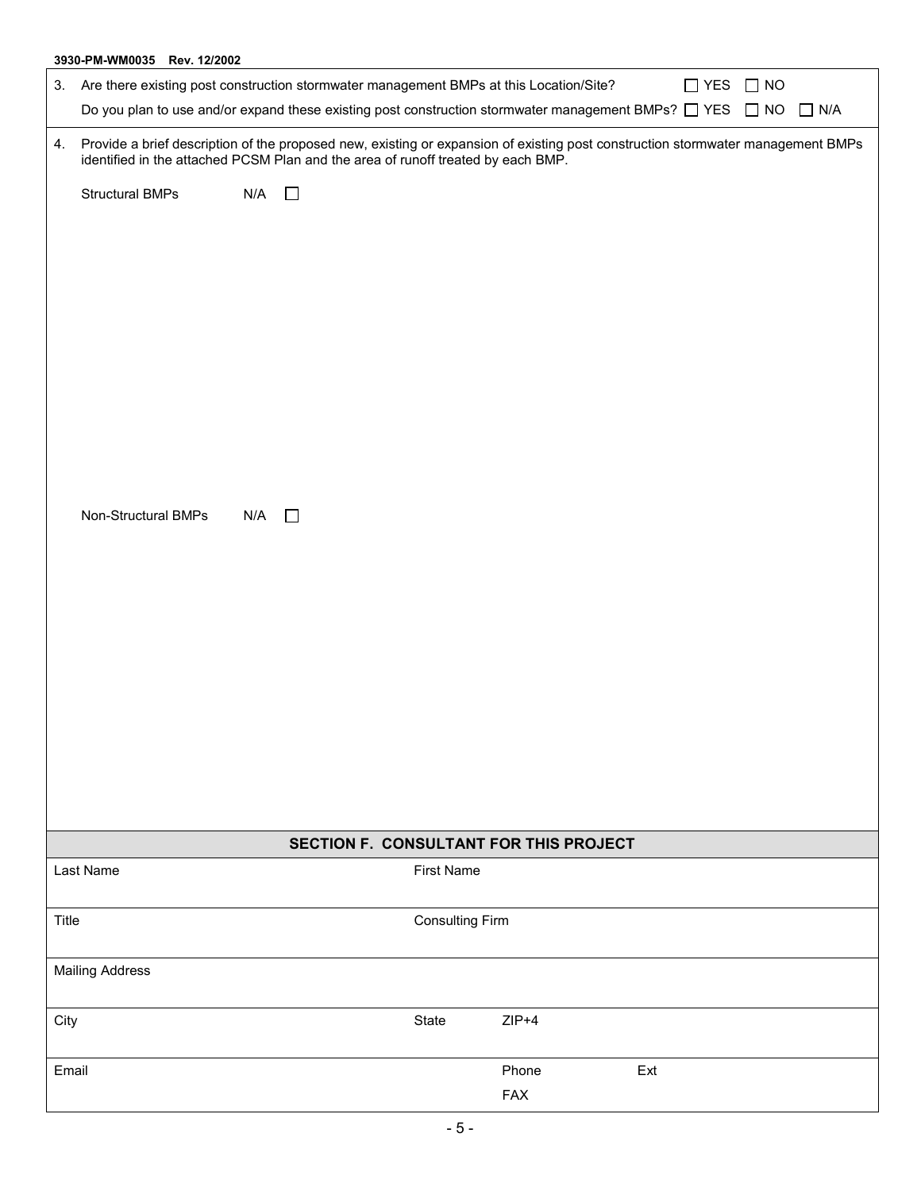3930-PM-WM0035 Rev. 12/2002

3. Are there existing post construction stormwater management BMPs at this Location/Site? ☐ YES ☐ NO

   Do you plan to use and/or expand these existing post construction stormwater management BMPs? ☐ YES ☐ NO ☐ N/A

4. Provide a brief description of the proposed new, existing or expansion of existing post construction stormwater management BMPs identified in the attached PCSM Plan and the area of runoff treated by each BMP.

   Structural BMPs N/A ☐

   Non-Structural BMPs N/A ☐

## SECTION F. CONSULTANT FOR THIS PROJECT

| | | | |
|---|---|---|---|
| Last Name | First Name | | |
| Title | Consulting Firm | | |
| Mailing Address | | | |
| City | State | ZIP+4 | |
| Email | | Phone<br>FAX | Ext |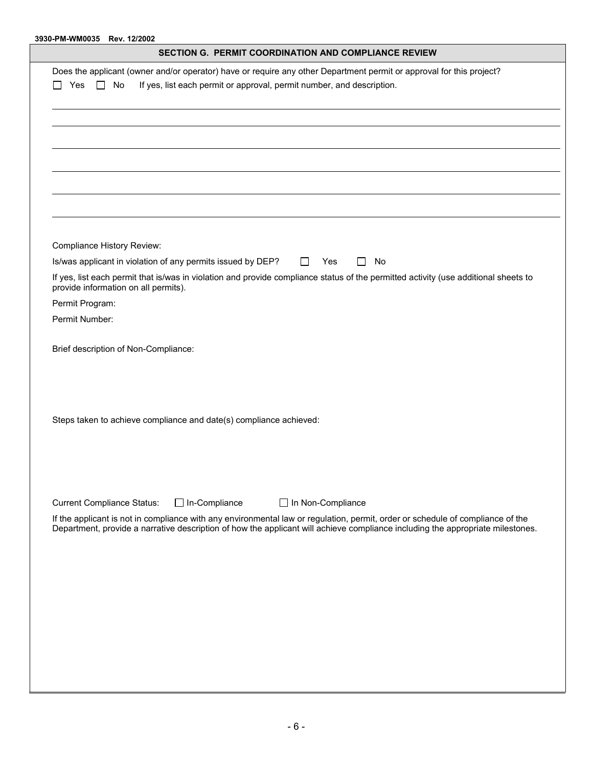3930-PM-WM0035 Rev. 12/2002

## SECTION G. PERMIT COORDINATION AND COMPLIANCE REVIEW

Does the applicant (owner and/or operator) have or require any other Department permit or approval for this project?

☐ Yes ☐ No If yes, list each permit or approval, permit number, and description.

Compliance History Review:

Is/was applicant in violation of any permits issued by DEP? ☐ Yes ☐ No

If yes, list each permit that is/was in violation and provide compliance status of the permitted activity (use additional sheets to provide information on all permits).

Permit Program:

Permit Number:

Brief description of Non-Compliance:

Steps taken to achieve compliance and date(s) compliance achieved:

Current Compliance Status: ☐ In-Compliance ☐ In Non-Compliance

If the applicant is not in compliance with any environmental law or regulation, permit, order or schedule of compliance of the Department, provide a narrative description of how the applicant will achieve compliance including the appropriate milestones.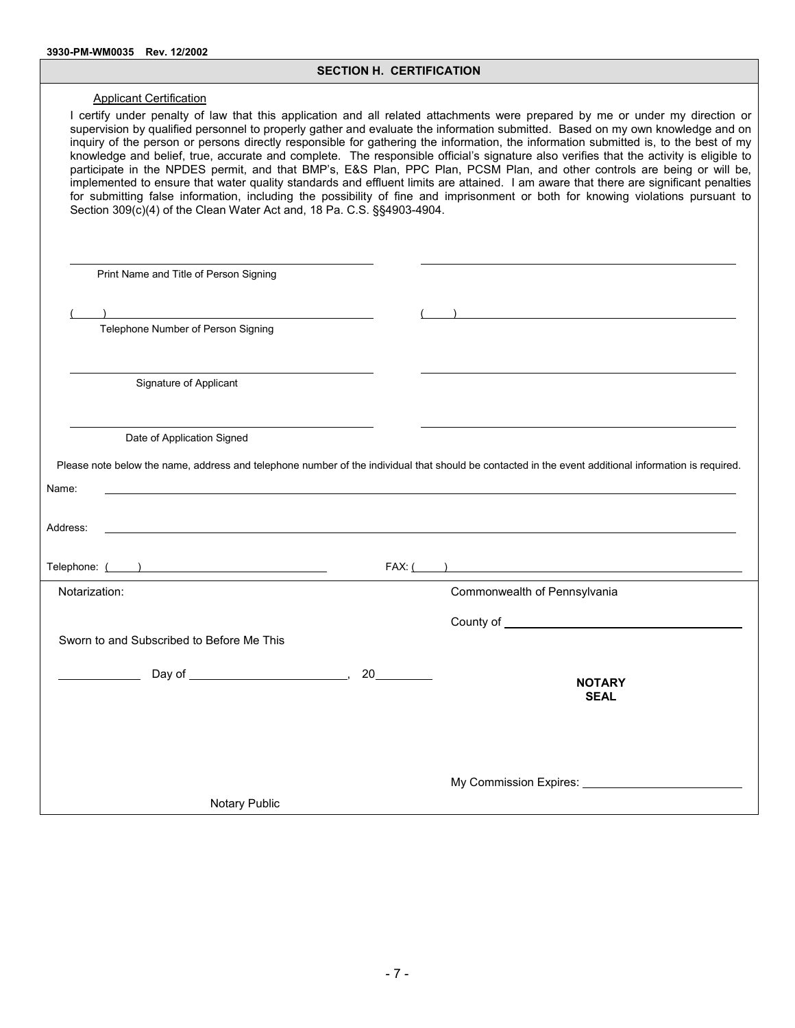3930-PM-WM0035 Rev. 12/2002

## SECTION H. CERTIFICATION

Applicant Certification

I certify under penalty of law that this application and all related attachments were prepared by me or under my direction or supervision by qualified personnel to properly gather and evaluate the information submitted. Based on my own knowledge and on inquiry of the person or persons directly responsible for gathering the information, the information submitted is, to the best of my knowledge and belief, true, accurate and complete. The responsible official's signature also verifies that the activity is eligible to participate in the NPDES permit, and that BMP's, E&S Plan, PPC Plan, PCSM Plan, and other controls are being or will be, implemented to ensure that water quality standards and effluent limits are attained. I am aware that there are significant penalties for submitting false information, including the possibility of fine and imprisonment or both for knowing violations pursuant to Section 309(c)(4) of the Clean Water Act and, 18 Pa. C.S. §§4903-4904.

______________________________ ______________________________
Print Name and Title of Person Signing

( ) ______________________________ ( ) ______________________________
Telephone Number of Person Signing

______________________________ ______________________________
Signature of Applicant

______________________________ ______________________________
Date of Application Signed

Please note below the name, address and telephone number of the individual that should be contacted in the event additional information is required.

Name: ______________________________

Address: ______________________________

Telephone: ( ) ______________________________ FAX: ( ) ______________________________

Notarization:

Commonwealth of Pennsylvania

County of ______________________________

Sworn to and Subscribed to Before Me This

__________ Day of ____________________, 20________

**NOTARY SEAL**

My Commission Expires: ______________________________

Notary Public